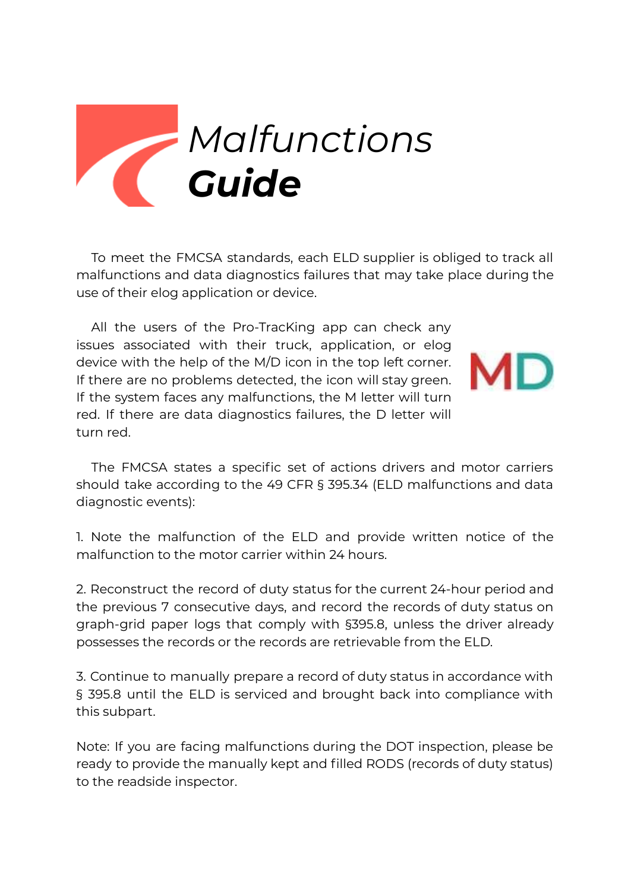# *Malfunctions* ***Guide***

To meet the FMCSA standards, each ELD supplier is obliged to track all malfunctions and data diagnostics failures that may take place during the use of their elog application or device.

All the users of the Pro-TracKing app can check any issues associated with their truck, application, or elog device with the help of the M/D icon in the top left corner. If there are no problems detected, the icon will stay green. If the system faces any malfunctions, the M letter will turn red. If there are data diagnostics failures, the D letter will turn red.

MD

The FMCSA states a specific set of actions drivers and motor carriers should take according to the 49 CFR § 395.34 (ELD malfunctions and data diagnostic events):

1. Note the malfunction of the ELD and provide written notice of the malfunction to the motor carrier within 24 hours.

2. Reconstruct the record of duty status for the current 24-hour period and the previous 7 consecutive days, and record the records of duty status on graph-grid paper logs that comply with §395.8, unless the driver already possesses the records or the records are retrievable from the ELD.

3. Continue to manually prepare a record of duty status in accordance with § 395.8 until the ELD is serviced and brought back into compliance with this subpart.

Note: If you are facing malfunctions during the DOT inspection, please be ready to provide the manually kept and filled RODS (records of duty status) to the readside inspector.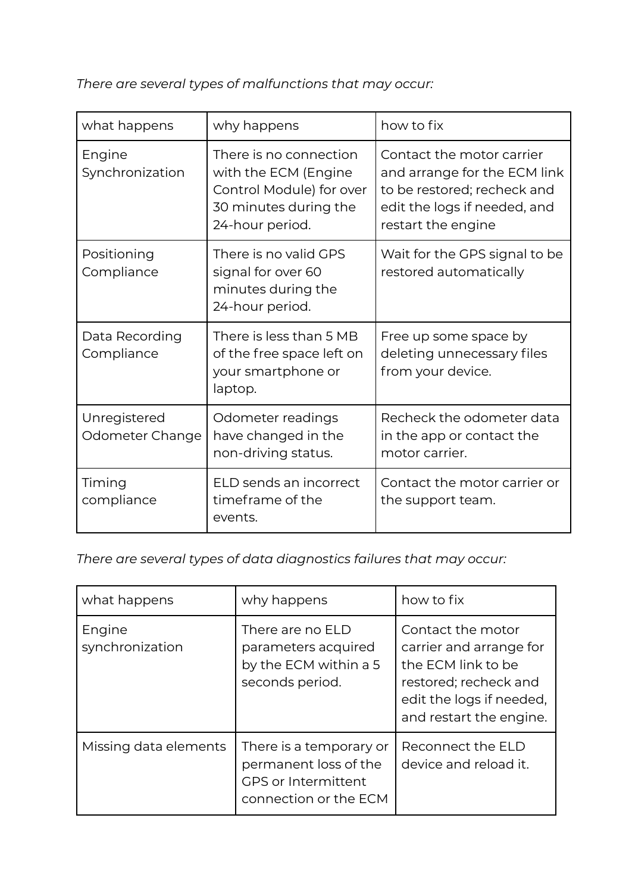*There are several types of malfunctions that may occur:*

| what happens | why happens | how to fix |
| --- | --- | --- |
| Engine Synchronization | There is no connection with the ECM (Engine Control Module) for over 30 minutes during the 24-hour period. | Contact the motor carrier and arrange for the ECM link to be restored; recheck and edit the logs if needed, and restart the engine |
| Positioning Compliance | There is no valid GPS signal for over 60 minutes during the 24-hour period. | Wait for the GPS signal to be restored automatically |
| Data Recording Compliance | There is less than 5 MB of the free space left on your smartphone or laptop. | Free up some space by deleting unnecessary files from your device. |
| Unregistered Odometer Change | Odometer readings have changed in the non-driving status. | Recheck the odometer data in the app or contact the motor carrier. |
| Timing compliance | ELD sends an incorrect timeframe of the events. | Contact the motor carrier or the support team. |

*There are several types of data diagnostics failures that may occur:*

| what happens | why happens | how to fix |
| --- | --- | --- |
| Engine synchronization | There are no ELD parameters acquired by the ECM within a 5 seconds period. | Contact the motor carrier and arrange for the ECM link to be restored; recheck and edit the logs if needed, and restart the engine. |
| Missing data elements | There is a temporary or permanent loss of the GPS or Intermittent connection or the ECM | Reconnect the ELD device and reload it. |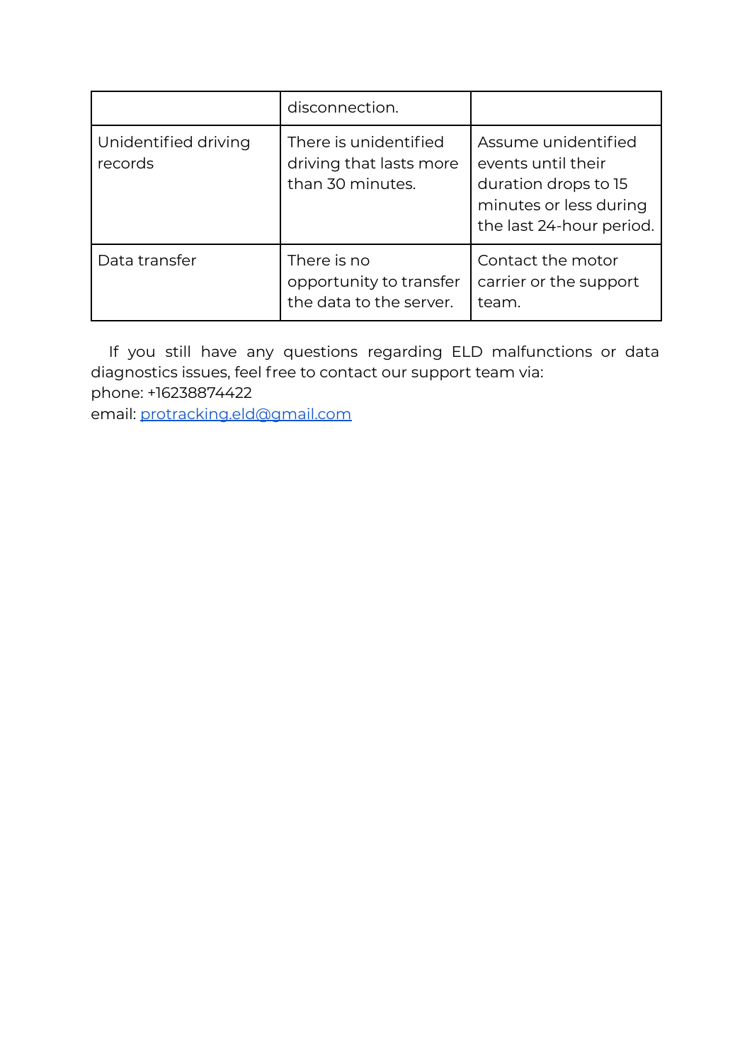| | | |
|---|---|---|
| | disconnection. | |
| Unidentified driving records | There is unidentified driving that lasts more than 30 minutes. | Assume unidentified events until their duration drops to 15 minutes or less during the last 24-hour period. |
| Data transfer | There is no opportunity to transfer the data to the server. | Contact the motor carrier or the support team. |

If you still have any questions regarding ELD malfunctions or data diagnostics issues, feel free to contact our support team via:
phone: +16238874422
email: protracking.eld@gmail.com